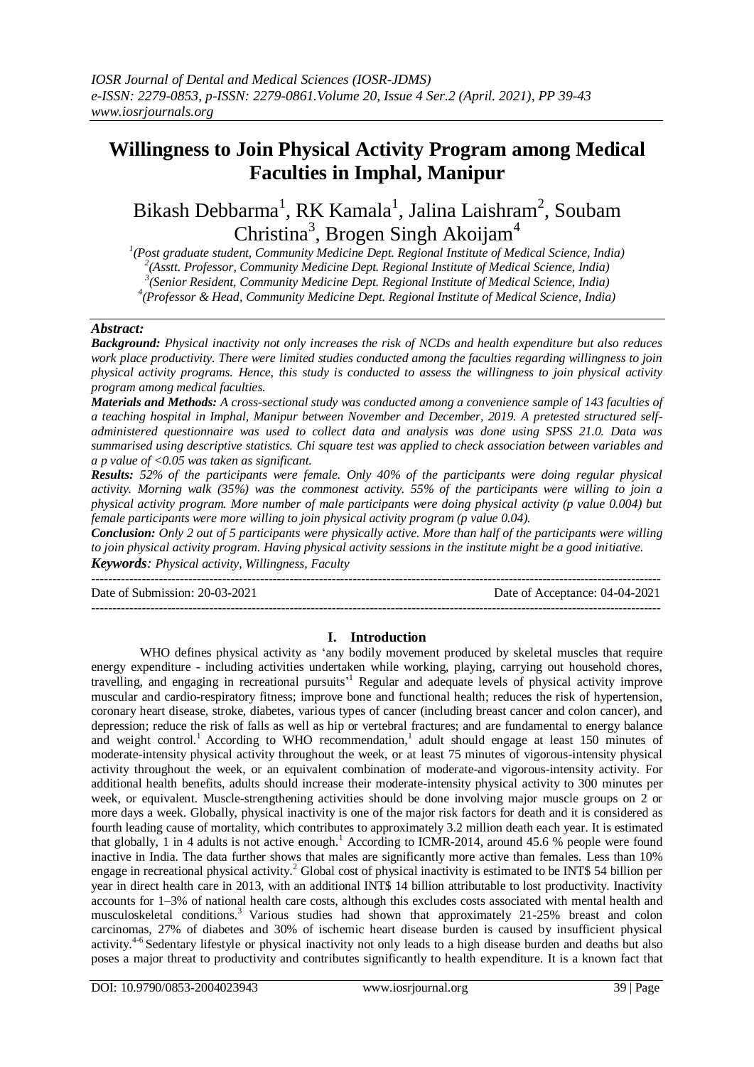# Willingness to Join Physical Activity Program among Medical Faculties in Imphal, Manipur

Bikash Debbarma[1], RK Kamala[1], Jalina Laishram[2], Soubam Christina[3], Brogen Singh Akoijam[4]

[1](Post graduate student, Community Medicine Dept. Regional Institute of Medical Science, India)
[2](Asstt. Professor, Community Medicine Dept. Regional Institute of Medical Science, India)
[3](Senior Resident, Community Medicine Dept. Regional Institute of Medical Science, India)
[4](Professor & Head, Community Medicine Dept. Regional Institute of Medical Science, India)

***Abstract:***

***Background:*** *Physical inactivity not only increases the risk of NCDs and health expenditure but also reduces work place productivity. There were limited studies conducted among the faculties regarding willingness to join physical activity programs. Hence, this study is conducted to assess the willingness to join physical activity program among medical faculties.*

***Materials and Methods:*** *A cross-sectional study was conducted among a convenience sample of 143 faculties of a teaching hospital in Imphal, Manipur between November and December, 2019. A pretested structured self-administered questionnaire was used to collect data and analysis was done using SPSS 21.0. Data was summarised using descriptive statistics. Chi square test was applied to check association between variables and a p value of <0.05 was taken as significant.*

***Results:*** *52% of the participants were female. Only 40% of the participants were doing regular physical activity. Morning walk (35%) was the commonest activity. 55% of the participants were willing to join a physical activity program. More number of male participants were doing physical activity (p value 0.004) but female participants were more willing to join physical activity program (p value 0.04).*

***Conclusion:*** *Only 2 out of 5 participants were physically active. More than half of the participants were willing to join physical activity program. Having physical activity sessions in the institute might be a good initiative.*

***Keywords****: Physical activity, Willingness, Faculty*

Date of Submission: 20-03-2021 Date of Acceptance: 04-04-2021

## I. Introduction

WHO defines physical activity as 'any bodily movement produced by skeletal muscles that require energy expenditure - including activities undertaken while working, playing, carrying out household chores, travelling, and engaging in recreational pursuits'[1] Regular and adequate levels of physical activity improve muscular and cardio-respiratory fitness; improve bone and functional health; reduces the risk of hypertension, coronary heart disease, stroke, diabetes, various types of cancer (including breast cancer and colon cancer), and depression; reduce the risk of falls as well as hip or vertebral fractures; and are fundamental to energy balance and weight control.[1] According to WHO recommendation,[1] adult should engage at least 150 minutes of moderate-intensity physical activity throughout the week, or at least 75 minutes of vigorous-intensity physical activity throughout the week, or an equivalent combination of moderate-and vigorous-intensity activity. For additional health benefits, adults should increase their moderate-intensity physical activity to 300 minutes per week, or equivalent. Muscle-strengthening activities should be done involving major muscle groups on 2 or more days a week. Globally, physical inactivity is one of the major risk factors for death and it is considered as fourth leading cause of mortality, which contributes to approximately 3.2 million death each year. It is estimated that globally, 1 in 4 adults is not active enough.[1] According to ICMR-2014, around 45.6 % people were found inactive in India. The data further shows that males are significantly more active than females. Less than 10% engage in recreational physical activity.[2] Global cost of physical inactivity is estimated to be INT$ 54 billion per year in direct health care in 2013, with an additional INT$ 14 billion attributable to lost productivity. Inactivity accounts for 1–3% of national health care costs, although this excludes costs associated with mental health and musculoskeletal conditions.[3] Various studies had shown that approximately 21-25% breast and colon carcinomas, 27% of diabetes and 30% of ischemic heart disease burden is caused by insufficient physical activity.[4-6] Sedentary lifestyle or physical inactivity not only leads to a high disease burden and deaths but also poses a major threat to productivity and contributes significantly to health expenditure. It is a known fact that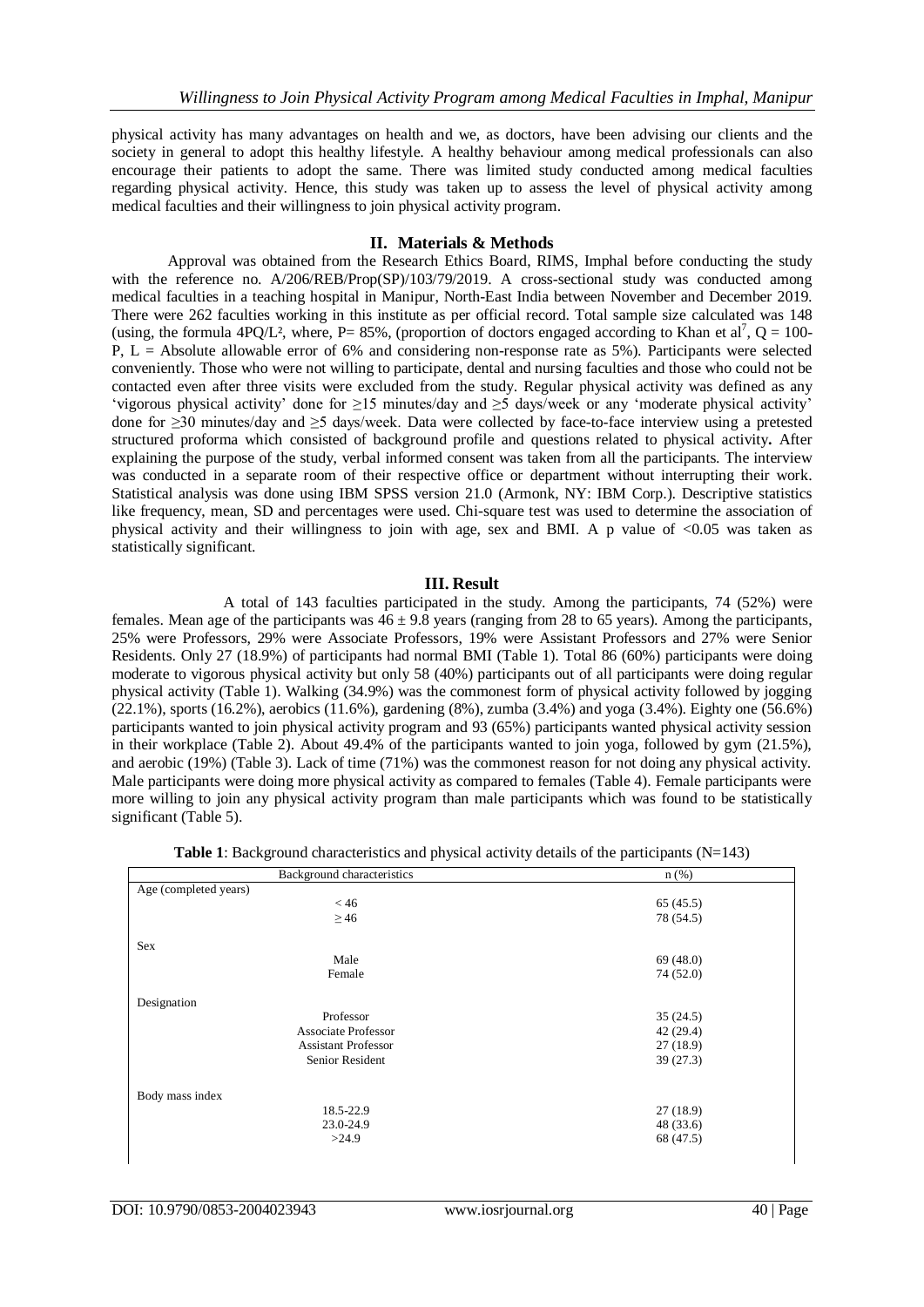physical activity has many advantages on health and we, as doctors, have been advising our clients and the society in general to adopt this healthy lifestyle. A healthy behaviour among medical professionals can also encourage their patients to adopt the same. There was limited study conducted among medical faculties regarding physical activity. Hence, this study was taken up to assess the level of physical activity among medical faculties and their willingness to join physical activity program.

## II. Materials & Methods

Approval was obtained from the Research Ethics Board, RIMS, Imphal before conducting the study with the reference no. A/206/REB/Prop(SP)/103/79/2019. A cross-sectional study was conducted among medical faculties in a teaching hospital in Manipur, North-East India between November and December 2019. There were 262 faculties working in this institute as per official record. Total sample size calculated was 148 (using, the formula $4PQ/L^2$, where, P= 85%, (proportion of doctors engaged according to Khan et al[7], Q = 100-P, L = Absolute allowable error of 6% and considering non-response rate as 5%). Participants were selected conveniently. Those who were not willing to participate, dental and nursing faculties and those who could not be contacted even after three visits were excluded from the study. Regular physical activity was defined as any 'vigorous physical activity' done for ≥15 minutes/day and ≥5 days/week or any 'moderate physical activity' done for ≥30 minutes/day and ≥5 days/week. Data were collected by face-to-face interview using a pretested structured proforma which consisted of background profile and questions related to physical activity**.** After explaining the purpose of the study, verbal informed consent was taken from all the participants. The interview was conducted in a separate room of their respective office or department without interrupting their work. Statistical analysis was done using IBM SPSS version 21.0 (Armonk, NY: IBM Corp.). Descriptive statistics like frequency, mean, SD and percentages were used. Chi-square test was used to determine the association of physical activity and their willingness to join with age, sex and BMI. A p value of <0.05 was taken as statistically significant.

## III. Result

A total of 143 faculties participated in the study. Among the participants, 74 (52%) were females. Mean age of the participants was 46 ± 9.8 years (ranging from 28 to 65 years). Among the participants, 25% were Professors, 29% were Associate Professors, 19% were Assistant Professors and 27% were Senior Residents. Only 27 (18.9%) of participants had normal BMI (Table 1). Total 86 (60%) participants were doing moderate to vigorous physical activity but only 58 (40%) participants out of all participants were doing regular physical activity (Table 1). Walking (34.9%) was the commonest form of physical activity followed by jogging (22.1%), sports (16.2%), aerobics (11.6%), gardening (8%), zumba (3.4%) and yoga (3.4%). Eighty one (56.6%) participants wanted to join physical activity program and 93 (65%) participants wanted physical activity session in their workplace (Table 2). About 49.4% of the participants wanted to join yoga, followed by gym (21.5%), and aerobic (19%) (Table 3). Lack of time (71%) was the commonest reason for not doing any physical activity. Male participants were doing more physical activity as compared to females (Table 4). Female participants were more willing to join any physical activity program than male participants which was found to be statistically significant (Table 5).

**Table 1**: Background characteristics and physical activity details of the participants (N=143)

| Background characteristics | n (%) |
|---|---|
| Age (completed years) | |
| < 46 | 65 (45.5) |
| ≥ 46 | 78 (54.5) |
| Sex | |
| Male | 69 (48.0) |
| Female | 74 (52.0) |
| Designation | |
| Professor | 35 (24.5) |
| Associate Professor | 42 (29.4) |
| Assistant Professor | 27 (18.9) |
| Senior Resident | 39 (27.3) |
| Body mass index | |
| 18.5-22.9 | 27 (18.9) |
| 23.0-24.9 | 48 (33.6) |
| >24.9 | 68 (47.5) |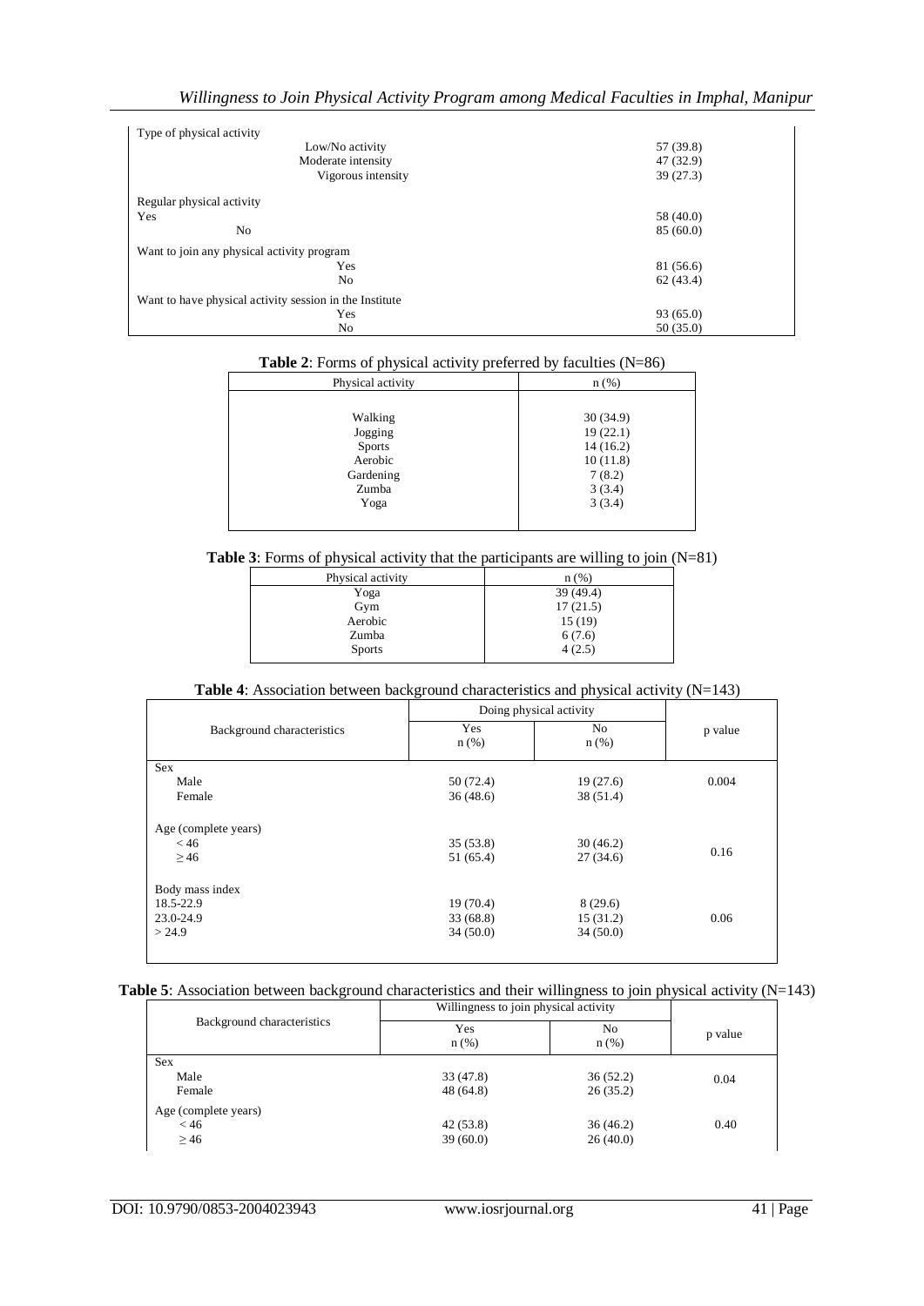| | |
|---|---|
| Type of physical activity | |
| Low/No activity | 57 (39.8) |
| Moderate intensity | 47 (32.9) |
| Vigorous intensity | 39 (27.3) |
| Regular physical activity | |
| Yes | 58 (40.0) |
| No | 85 (60.0) |
| Want to join any physical activity program | |
| Yes | 81 (56.6) |
| No | 62 (43.4) |
| Want to have physical activity session in the Institute | |
| Yes | 93 (65.0) |
| No | 50 (35.0) |

**Table 2**: Forms of physical activity preferred by faculties (N=86)

| Physical activity | n (%) |
|---|---|
| Walking | 30 (34.9) |
| Jogging | 19 (22.1) |
| Sports | 14 (16.2) |
| Aerobic | 10 (11.8) |
| Gardening | 7 (8.2) |
| Zumba | 3 (3.4) |
| Yoga | 3 (3.4) |

**Table 3**: Forms of physical activity that the participants are willing to join (N=81)

| Physical activity | n (%) |
|---|---|
| Yoga | 39 (49.4) |
| Gym | 17 (21.5) |
| Aerobic | 15 (19) |
| Zumba | 6 (7.6) |
| Sports | 4 (2.5) |

**Table 4**: Association between background characteristics and physical activity (N=143)

| Background characteristics | Doing physical activity | | p value |
|---|---|---|---|
| | Yes n (%) | No n (%) | |
| Sex | | | |
| Male | 50 (72.4) | 19 (27.6) | 0.004 |
| Female | 36 (48.6) | 38 (51.4) | |
| Age (complete years) | | | |
| < 46 | 35 (53.8) | 30 (46.2) | 0.16 |
| ≥ 46 | 51 (65.4) | 27 (34.6) | |
| Body mass index | | | |
| 18.5-22.9 | 19 (70.4) | 8 (29.6) | 0.06 |
| 23.0-24.9 | 33 (68.8) | 15 (31.2) | |
| > 24.9 | 34 (50.0) | 34 (50.0) | |

**Table 5**: Association between background characteristics and their willingness to join physical activity (N=143)

| Background characteristics | Willingness to join physical activity | | p value |
|---|---|---|---|
| | Yes n (%) | No n (%) | |
| Sex | | | |
| Male | 33 (47.8) | 36 (52.2) | 0.04 |
| Female | 48 (64.8) | 26 (35.2) | |
| Age (complete years) | | | |
| < 46 | 42 (53.8) | 36 (46.2) | 0.40 |
| ≥ 46 | 39 (60.0) | 26 (40.0) | |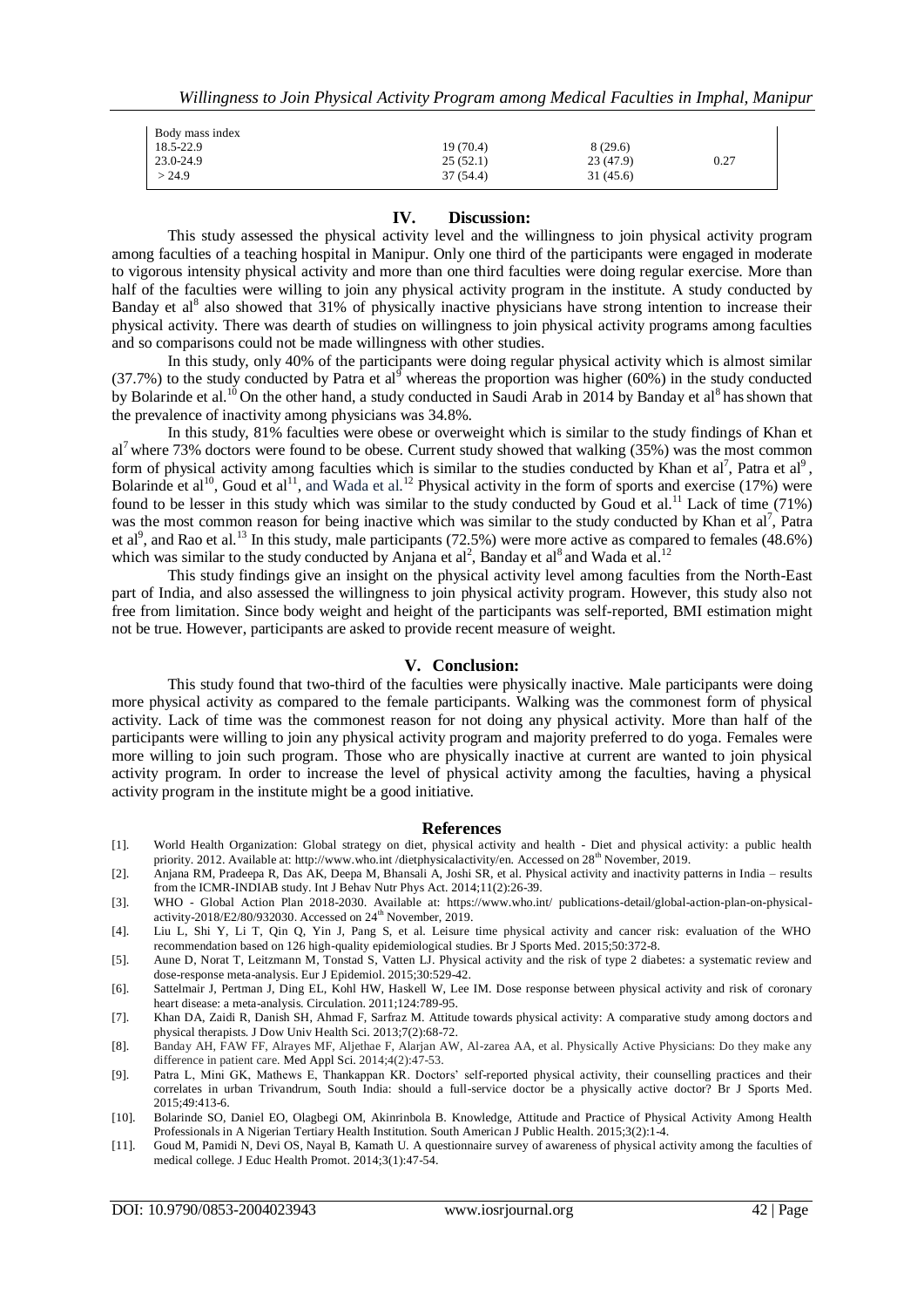| Body mass index | | | |
|---|---|---|---|
| 18.5-22.9 | 19 (70.4) | 8 (29.6) | |
| 23.0-24.9 | 25 (52.1) | 23 (47.9) | 0.27 |
| > 24.9 | 37 (54.4) | 31 (45.6) | |

## IV. Discussion:

This study assessed the physical activity level and the willingness to join physical activity program among faculties of a teaching hospital in Manipur. Only one third of the participants were engaged in moderate to vigorous intensity physical activity and more than one third faculties were doing regular exercise. More than half of the faculties were willing to join any physical activity program in the institute. A study conducted by Banday et al[8] also showed that 31% of physically inactive physicians have strong intention to increase their physical activity. There was dearth of studies on willingness to join physical activity programs among faculties and so comparisons could not be made willingness with other studies.

In this study, only 40% of the participants were doing regular physical activity which is almost similar (37.7%) to the study conducted by Patra et al[9] whereas the proportion was higher (60%) in the study conducted by Bolarinde et al.[10] On the other hand, a study conducted in Saudi Arab in 2014 by Banday et al[8] has shown that the prevalence of inactivity among physicians was 34.8%.

In this study, 81% faculties were obese or overweight which is similar to the study findings of Khan et al[7] where 73% doctors were found to be obese. Current study showed that walking (35%) was the most common form of physical activity among faculties which is similar to the studies conducted by Khan et al[7], Patra et al[9], Bolarinde et al[10], Goud et al[11], and Wada et al.[12] Physical activity in the form of sports and exercise (17%) were found to be lesser in this study which was similar to the study conducted by Goud et al.[11] Lack of time (71%) was the most common reason for being inactive which was similar to the study conducted by Khan et al[7], Patra et al[9], and Rao et al.[13] In this study, male participants (72.5%) were more active as compared to females (48.6%) which was similar to the study conducted by Anjana et al[2], Banday et al[8] and Wada et al.[12]

This study findings give an insight on the physical activity level among faculties from the North-East part of India, and also assessed the willingness to join physical activity program. However, this study also not free from limitation. Since body weight and height of the participants was self-reported, BMI estimation might not be true. However, participants are asked to provide recent measure of weight.

## V. Conclusion:

This study found that two-third of the faculties were physically inactive. Male participants were doing more physical activity as compared to the female participants. Walking was the commonest form of physical activity. Lack of time was the commonest reason for not doing any physical activity. More than half of the participants were willing to join any physical activity program and majority preferred to do yoga. Females were more willing to join such program. Those who are physically inactive at current are wanted to join physical activity program. In order to increase the level of physical activity among the faculties, having a physical activity program in the institute might be a good initiative.

## References

[1]. World Health Organization: Global strategy on diet, physical activity and health - Diet and physical activity: a public health priority. 2012. Available at: http://www.who.int /dietphysicalactivity/en. Accessed on 28th November, 2019.

[2]. Anjana RM, Pradeepa R, Das AK, Deepa M, Bhansali A, Joshi SR, et al. Physical activity and inactivity patterns in India – results from the ICMR-INDIAB study. Int J Behav Nutr Phys Act. 2014;11(2):26-39.

[3]. WHO - Global Action Plan 2018-2030. Available at: https://www.who.int/ publications-detail/global-action-plan-on-physical-activity-2018/E2/80/932030. Accessed on 24th November, 2019.

[4]. Liu L, Shi Y, Li T, Qin Q, Yin J, Pang S, et al. Leisure time physical activity and cancer risk: evaluation of the WHO recommendation based on 126 high-quality epidemiological studies. Br J Sports Med. 2015;50:372-8.

[5]. Aune D, Norat T, Leitzmann M, Tonstad S, Vatten LJ. Physical activity and the risk of type 2 diabetes: a systematic review and dose-response meta-analysis. Eur J Epidemiol. 2015;30:529-42.

[6]. Sattelmair J, Pertman J, Ding EL, Kohl HW, Haskell W, Lee IM. Dose response between physical activity and risk of coronary heart disease: a meta-analysis. Circulation. 2011;124:789-95.

[7]. Khan DA, Zaidi R, Danish SH, Ahmad F, Sarfraz M. Attitude towards physical activity: A comparative study among doctors and physical therapists. J Dow Univ Health Sci. 2013;7(2):68-72.

[8]. Banday AH, FAW FF, Alrayes MF, Aljethae F, Alarjan AW, Al-zarea AA, et al. Physically Active Physicians: Do they make any difference in patient care. Med Appl Sci. 2014;4(2):47-53.

[9]. Patra L, Mini GK, Mathews E, Thankappan KR. Doctors' self-reported physical activity, their counselling practices and their correlates in urban Trivandrum, South India: should a full-service doctor be a physically active doctor? Br J Sports Med. 2015;49:413-6.

[10]. Bolarinde SO, Daniel EO, Olagbegi OM, Akinrinbola B. Knowledge, Attitude and Practice of Physical Activity Among Health Professionals in A Nigerian Tertiary Health Institution. South American J Public Health. 2015;3(2):1-4.

[11]. Goud M, Pamidi N, Devi OS, Nayal B, Kamath U. A questionnaire survey of awareness of physical activity among the faculties of medical college. J Educ Health Promot. 2014;3(1):47-54.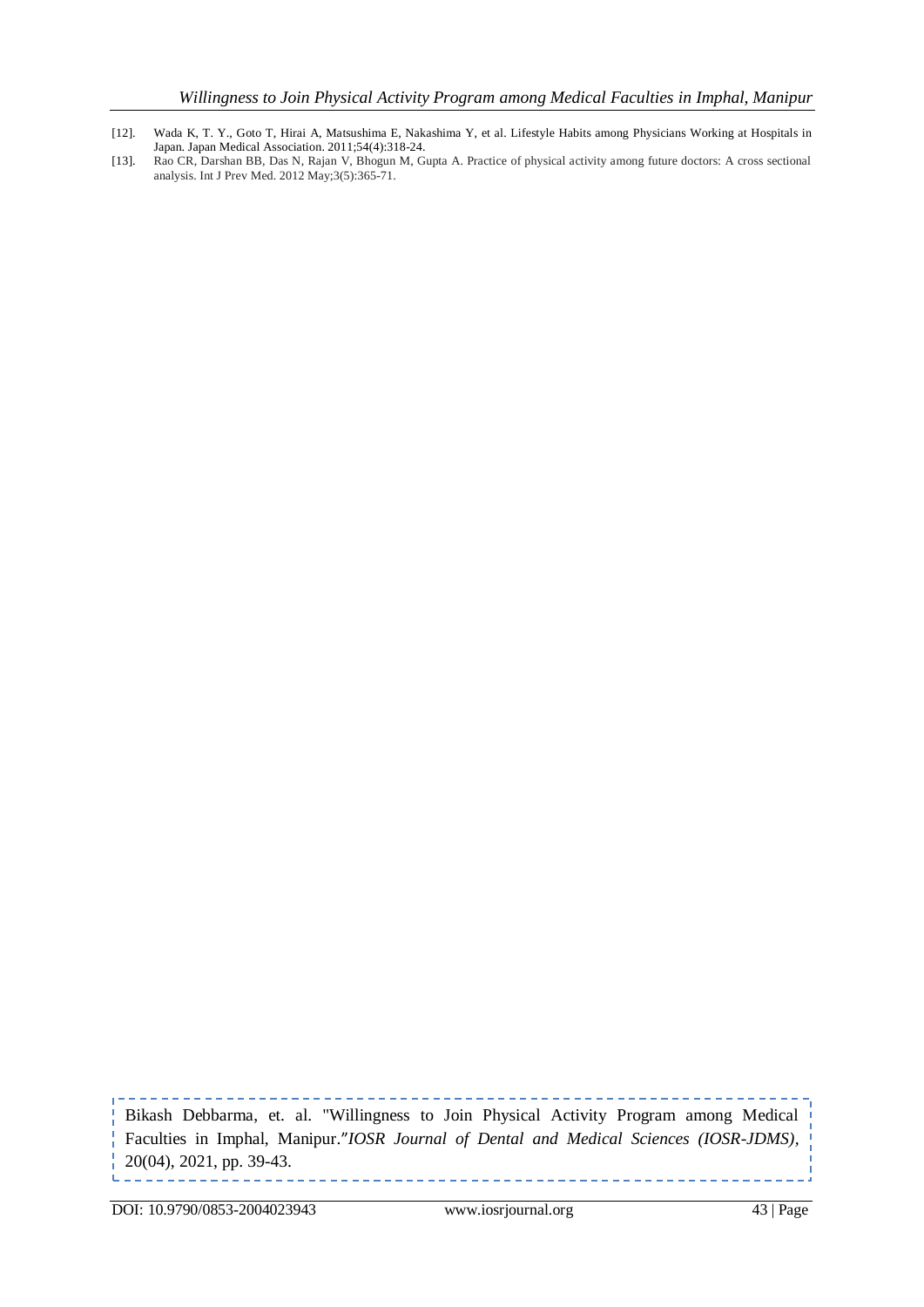[12]. Wada K, T. Y., Goto T, Hirai A, Matsushima E, Nakashima Y, et al. Lifestyle Habits among Physicians Working at Hospitals in Japan. Japan Medical Association. 2011;54(4):318-24.

[13]. Rao CR, Darshan BB, Das N, Rajan V, Bhogun M, Gupta A. Practice of physical activity among future doctors: A cross sectional analysis. Int J Prev Med. 2012 May;3(5):365-71.

Bikash Debbarma, et. al. "Willingness to Join Physical Activity Program among Medical Faculties in Imphal, Manipur."*IOSR Journal of Dental and Medical Sciences (IOSR-JDMS)*, 20(04), 2021, pp. 39-43.